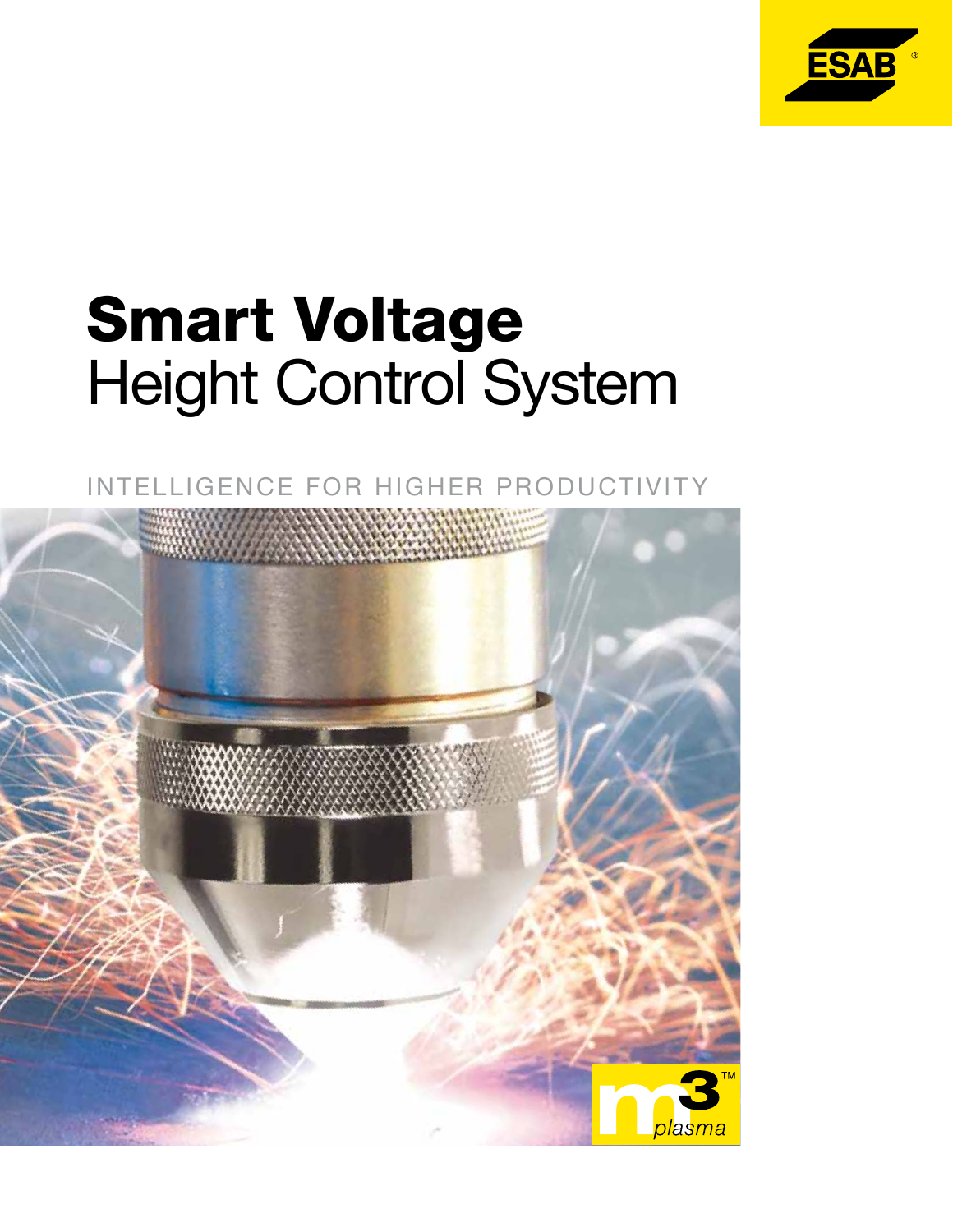# Smart Voltage
## Height Control System

INTELLIGENCE FOR HIGHER PRODUCTIVITY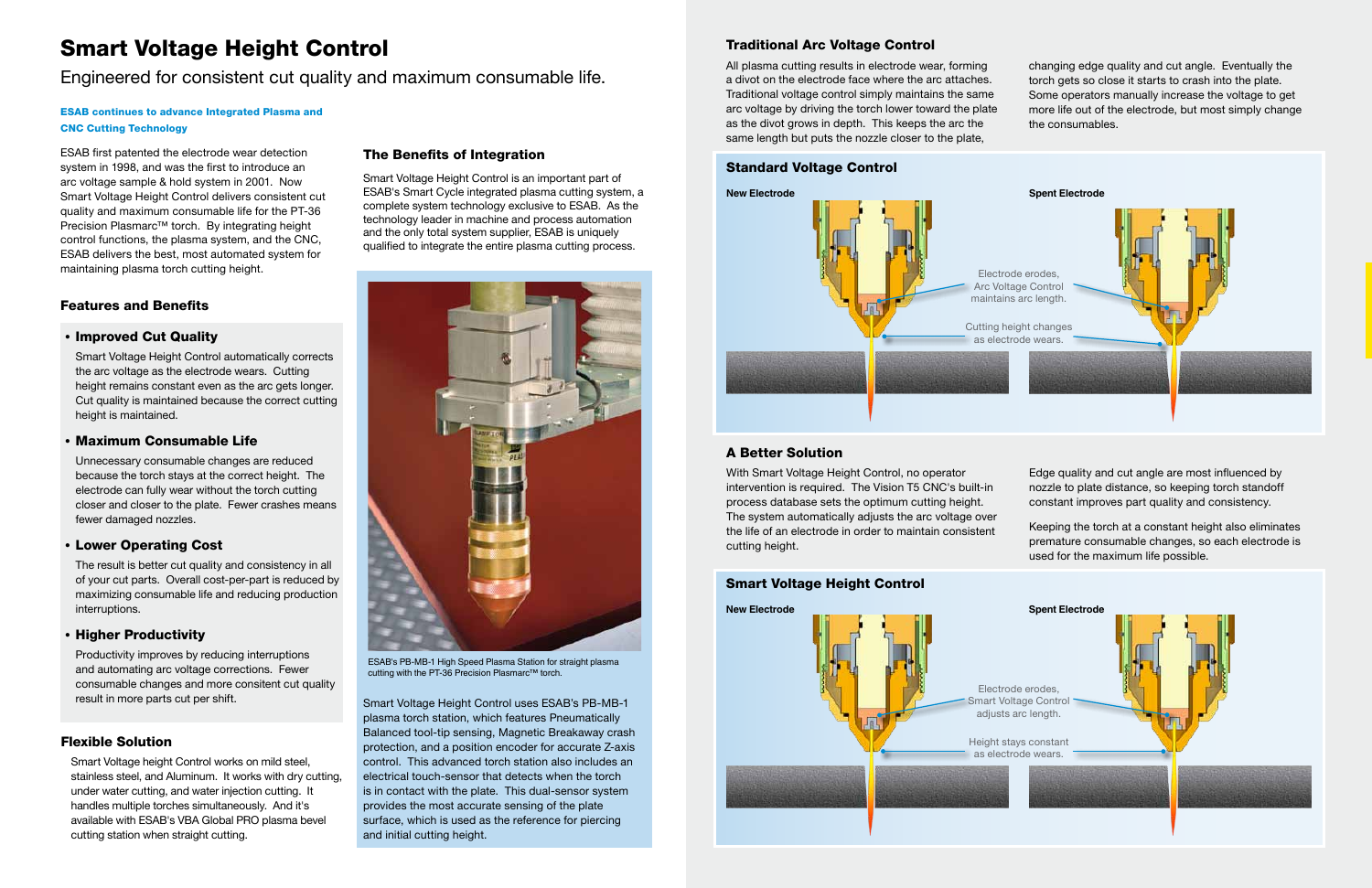# Smart Voltage Height Control

Engineered for consistent cut quality and maximum consumable life.

**ESAB continues to advance Integrated Plasma and CNC Cutting Technology**

ESAB first patented the electrode wear detection system in 1998, and was the first to introduce an arc voltage sample & hold system in 2001. Now Smart Voltage Height Control delivers consistent cut quality and maximum consumable life for the PT-36 Precision Plasmarc™ torch. By integrating height control functions, the plasma system, and the CNC, ESAB delivers the best, most automated system for maintaining plasma torch cutting height.

### Features and Benefits

- **Improved Cut Quality**

  Smart Voltage Height Control automatically corrects the arc voltage as the electrode wears. Cutting height remains constant even as the arc gets longer. Cut quality is maintained because the correct cutting height is maintained.

- **Maximum Consumable Life**

  Unnecessary consumable changes are reduced because the torch stays at the correct height. The electrode can fully wear without the torch cutting closer and closer to the plate. Fewer crashes means fewer damaged nozzles.

- **Lower Operating Cost**

  The result is better cut quality and consistency in all of your cut parts. Overall cost-per-part is reduced by maximizing consumable life and reducing production interruptions.

- **Higher Productivity**

  Productivity improves by reducing interruptions and automating arc voltage corrections. Fewer consumable changes and more consistent cut quality result in more parts cut per shift.

### Flexible Solution

Smart Voltage height Control works on mild steel, stainless steel, and Aluminum. It works with dry cutting, under water cutting, and water injection cutting. It handles multiple torches simultaneously. And it's available with ESAB's VBA Global PRO plasma bevel cutting station when straight cutting.

### The Benefits of Integration

Smart Voltage Height Control is an important part of ESAB's Smart Cycle integrated plasma cutting system, a complete system technology exclusive to ESAB. As the technology leader in machine and process automation and the only total system supplier, ESAB is uniquely qualified to integrate the entire plasma cutting process.

ESAB's PB-MB-1 High Speed Plasma Station for straight plasma cutting with the PT-36 Precision Plasmarc™ torch.

Smart Voltage Height Control uses ESAB's PB-MB-1 plasma torch station, which features Pneumatically Balanced tool-tip sensing, Magnetic Breakaway crash protection, and a position encoder for accurate Z-axis control. This advanced torch station also includes an electrical touch-sensor that detects when the torch is in contact with the plate. This dual-sensor system provides the most accurate sensing of the plate surface, which is used as the reference for piercing and initial cutting height.

### Traditional Arc Voltage Control

All plasma cutting results in electrode wear, forming a divot on the electrode face where the arc attaches. Traditional voltage control simply maintains the same arc voltage by driving the torch lower toward the plate as the divot grows in depth. This keeps the arc the same length but puts the nozzle closer to the plate, changing edge quality and cut angle. Eventually the torch gets so close it starts to crash into the plate. Some operators manually increase the voltage to get more life out of the electrode, but most simply change the consumables.

### Standard Voltage Control

New Electrode — Spent Electrode

Electrode erodes, Arc Voltage Control maintains arc length.

Cutting height changes as electrode wears.

### A Better Solution

With Smart Voltage Height Control, no operator intervention is required. The Vision T5 CNC's built-in process database sets the optimum cutting height. The system automatically adjusts the arc voltage over the life of an electrode in order to maintain consistent cutting height.

Edge quality and cut angle are most influenced by nozzle to plate distance, so keeping torch standoff constant improves part quality and consistency.

Keeping the torch at a constant height also eliminates premature consumable changes, so each electrode is used for the maximum life possible.

### Smart Voltage Height Control

New Electrode — Spent Electrode

Electrode erodes, Smart Voltage Control adjusts arc length.

Height stays constant as electrode wears.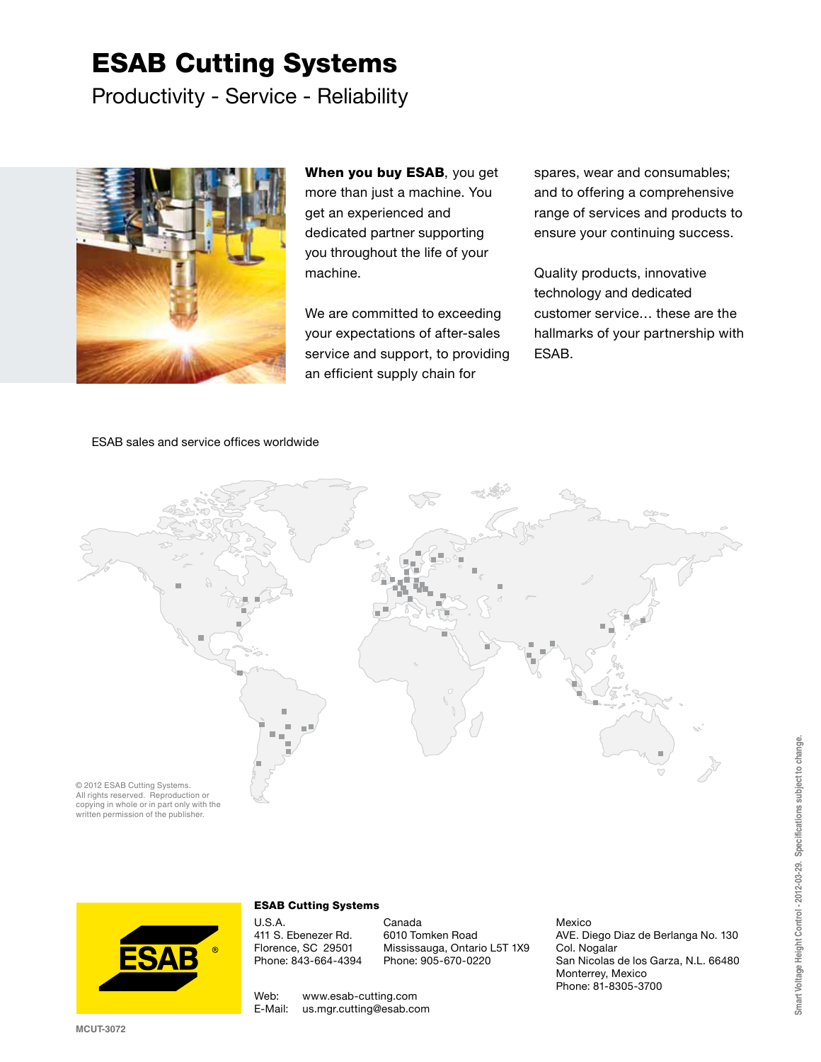# ESAB Cutting Systems

Productivity - Service - Reliability

**When you buy ESAB**, you get more than just a machine. You get an experienced and dedicated partner supporting you throughout the life of your machine.

We are committed to exceeding your expectations of after-sales service and support, to providing an efficient supply chain for spares, wear and consumables; and to offering a comprehensive range of services and products to ensure your continuing success.

Quality products, innovative technology and dedicated customer service… these are the hallmarks of your partnership with ESAB.

ESAB sales and service offices worldwide

© 2012 ESAB Cutting Systems.
All rights reserved. Reproduction or copying in whole or in part only with the written permission of the publisher.

**ESAB Cutting Systems**

U.S.A.
411 S. Ebenezer Rd.
Florence, SC 29501
Phone: 843-664-4394

Canada
6010 Tomken Road
Mississauga, Ontario L5T 1X9
Phone: 905-670-0220

Mexico
AVE. Diego Diaz de Berlanga No. 130
Col. Nogalar
San Nicolas de los Garza, N.L. 66480
Monterrey, Mexico
Phone: 81-8305-3700

Web: www.esab-cutting.com
E-Mail: us.mgr.cutting@esab.com

MCUT-3072

Smart Voltage Height Control - 2012-03-29. Specifications subject to change.